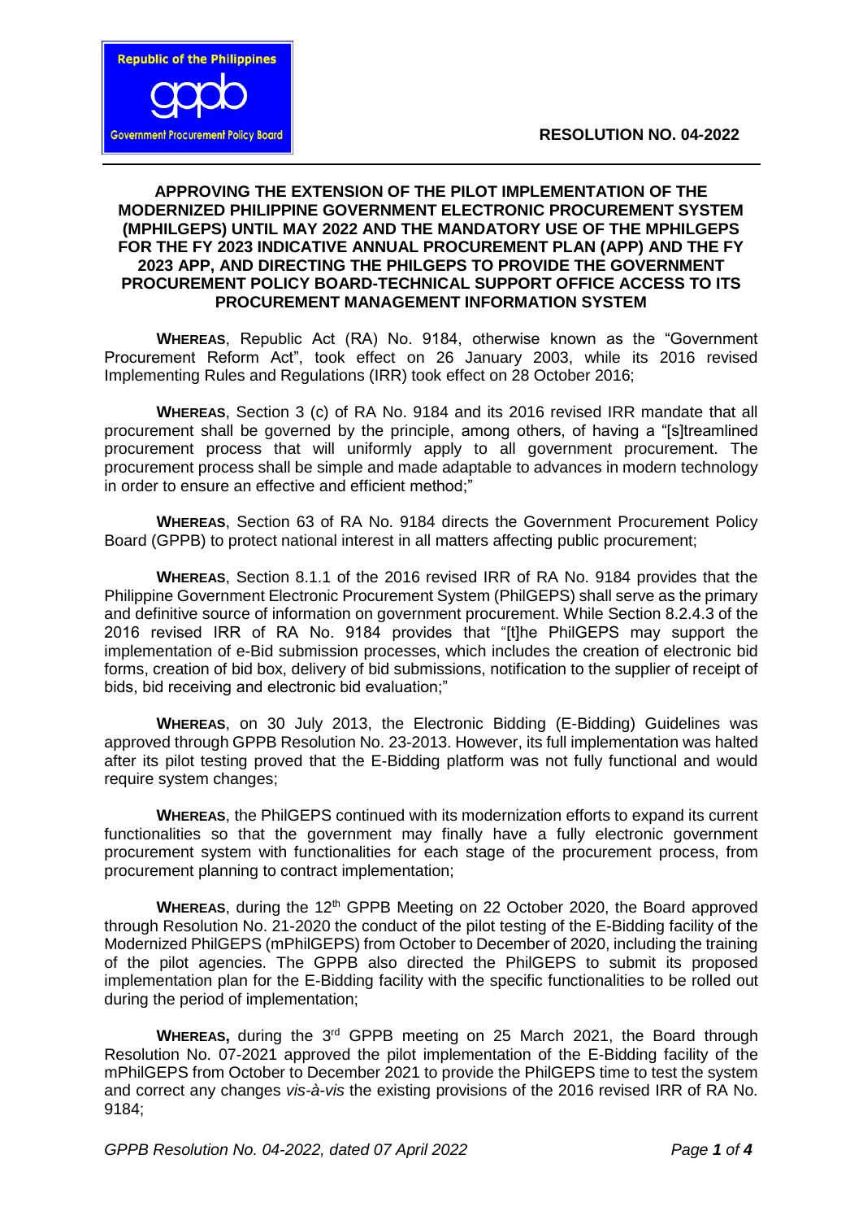Republic of the Philippines

gppb

Government Procurement Policy Board

**RESOLUTION NO. 04-2022**

# APPROVING THE EXTENSION OF THE PILOT IMPLEMENTATION OF THE MODERNIZED PHILIPPINE GOVERNMENT ELECTRONIC PROCUREMENT SYSTEM (MPHILGEPS) UNTIL MAY 2022 AND THE MANDATORY USE OF THE MPHILGEPS FOR THE FY 2023 INDICATIVE ANNUAL PROCUREMENT PLAN (APP) AND THE FY 2023 APP, AND DIRECTING THE PHILGEPS TO PROVIDE THE GOVERNMENT PROCUREMENT POLICY BOARD-TECHNICAL SUPPORT OFFICE ACCESS TO ITS PROCUREMENT MANAGEMENT INFORMATION SYSTEM

**WHEREAS**, Republic Act (RA) No. 9184, otherwise known as the "Government Procurement Reform Act", took effect on 26 January 2003, while its 2016 revised Implementing Rules and Regulations (IRR) took effect on 28 October 2016;

**WHEREAS**, Section 3 (c) of RA No. 9184 and its 2016 revised IRR mandate that all procurement shall be governed by the principle, among others, of having a "[s]treamlined procurement process that will uniformly apply to all government procurement. The procurement process shall be simple and made adaptable to advances in modern technology in order to ensure an effective and efficient method;"

**WHEREAS**, Section 63 of RA No. 9184 directs the Government Procurement Policy Board (GPPB) to protect national interest in all matters affecting public procurement;

**WHEREAS**, Section 8.1.1 of the 2016 revised IRR of RA No. 9184 provides that the Philippine Government Electronic Procurement System (PhilGEPS) shall serve as the primary and definitive source of information on government procurement. While Section 8.2.4.3 of the 2016 revised IRR of RA No. 9184 provides that "[t]he PhilGEPS may support the implementation of e-Bid submission processes, which includes the creation of electronic bid forms, creation of bid box, delivery of bid submissions, notification to the supplier of receipt of bids, bid receiving and electronic bid evaluation;"

**WHEREAS**, on 30 July 2013, the Electronic Bidding (E-Bidding) Guidelines was approved through GPPB Resolution No. 23-2013. However, its full implementation was halted after its pilot testing proved that the E-Bidding platform was not fully functional and would require system changes;

**WHEREAS**, the PhilGEPS continued with its modernization efforts to expand its current functionalities so that the government may finally have a fully electronic government procurement system with functionalities for each stage of the procurement process, from procurement planning to contract implementation;

**WHEREAS**, during the 12th GPPB Meeting on 22 October 2020, the Board approved through Resolution No. 21-2020 the conduct of the pilot testing of the E-Bidding facility of the Modernized PhilGEPS (mPhilGEPS) from October to December of 2020, including the training of the pilot agencies. The GPPB also directed the PhilGEPS to submit its proposed implementation plan for the E-Bidding facility with the specific functionalities to be rolled out during the period of implementation;

**WHEREAS,** during the 3rd GPPB meeting on 25 March 2021, the Board through Resolution No. 07-2021 approved the pilot implementation of the E-Bidding facility of the mPhilGEPS from October to December 2021 to provide the PhilGEPS time to test the system and correct any changes *vis-à-vis* the existing provisions of the 2016 revised IRR of RA No. 9184;

*GPPB Resolution No. 04-2022, dated 07 April 2022*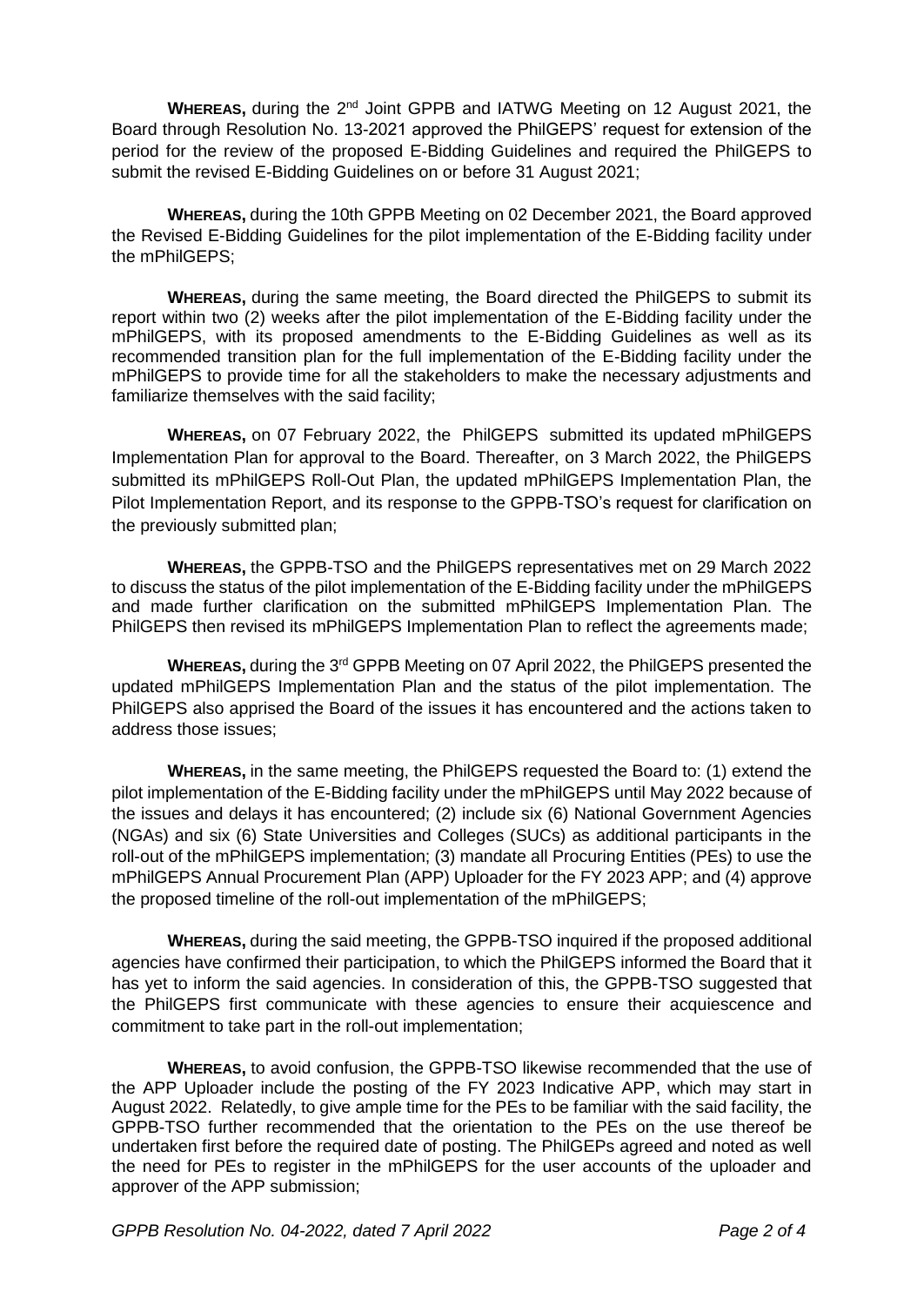**WHEREAS,** during the 2nd Joint GPPB and IATWG Meeting on 12 August 2021, the Board through Resolution No. 13-2021 approved the PhilGEPS' request for extension of the period for the review of the proposed E-Bidding Guidelines and required the PhilGEPS to submit the revised E-Bidding Guidelines on or before 31 August 2021;

**WHEREAS,** during the 10th GPPB Meeting on 02 December 2021, the Board approved the Revised E-Bidding Guidelines for the pilot implementation of the E-Bidding facility under the mPhilGEPS;

**WHEREAS,** during the same meeting, the Board directed the PhilGEPS to submit its report within two (2) weeks after the pilot implementation of the E-Bidding facility under the mPhilGEPS, with its proposed amendments to the E-Bidding Guidelines as well as its recommended transition plan for the full implementation of the E-Bidding facility under the mPhilGEPS to provide time for all the stakeholders to make the necessary adjustments and familiarize themselves with the said facility;

**WHEREAS,** on 07 February 2022, the PhilGEPS submitted its updated mPhilGEPS Implementation Plan for approval to the Board. Thereafter, on 3 March 2022, the PhilGEPS submitted its mPhilGEPS Roll-Out Plan, the updated mPhilGEPS Implementation Plan, the Pilot Implementation Report, and its response to the GPPB-TSO's request for clarification on the previously submitted plan;

**WHEREAS,** the GPPB-TSO and the PhilGEPS representatives met on 29 March 2022 to discuss the status of the pilot implementation of the E-Bidding facility under the mPhilGEPS and made further clarification on the submitted mPhilGEPS Implementation Plan. The PhilGEPS then revised its mPhilGEPS Implementation Plan to reflect the agreements made;

**WHEREAS,** during the 3rd GPPB Meeting on 07 April 2022, the PhilGEPS presented the updated mPhilGEPS Implementation Plan and the status of the pilot implementation. The PhilGEPS also apprised the Board of the issues it has encountered and the actions taken to address those issues;

**WHEREAS,** in the same meeting, the PhilGEPS requested the Board to: (1) extend the pilot implementation of the E-Bidding facility under the mPhilGEPS until May 2022 because of the issues and delays it has encountered; (2) include six (6) National Government Agencies (NGAs) and six (6) State Universities and Colleges (SUCs) as additional participants in the roll-out of the mPhilGEPS implementation; (3) mandate all Procuring Entities (PEs) to use the mPhilGEPS Annual Procurement Plan (APP) Uploader for the FY 2023 APP; and (4) approve the proposed timeline of the roll-out implementation of the mPhilGEPS;

**WHEREAS,** during the said meeting, the GPPB-TSO inquired if the proposed additional agencies have confirmed their participation, to which the PhilGEPS informed the Board that it has yet to inform the said agencies. In consideration of this, the GPPB-TSO suggested that the PhilGEPS first communicate with these agencies to ensure their acquiescence and commitment to take part in the roll-out implementation;

**WHEREAS,** to avoid confusion, the GPPB-TSO likewise recommended that the use of the APP Uploader include the posting of the FY 2023 Indicative APP, which may start in August 2022. Relatedly, to give ample time for the PEs to be familiar with the said facility, the GPPB-TSO further recommended that the orientation to the PEs on the use thereof be undertaken first before the required date of posting. The PhilGEPs agreed and noted as well the need for PEs to register in the mPhilGEPS for the user accounts of the uploader and approver of the APP submission;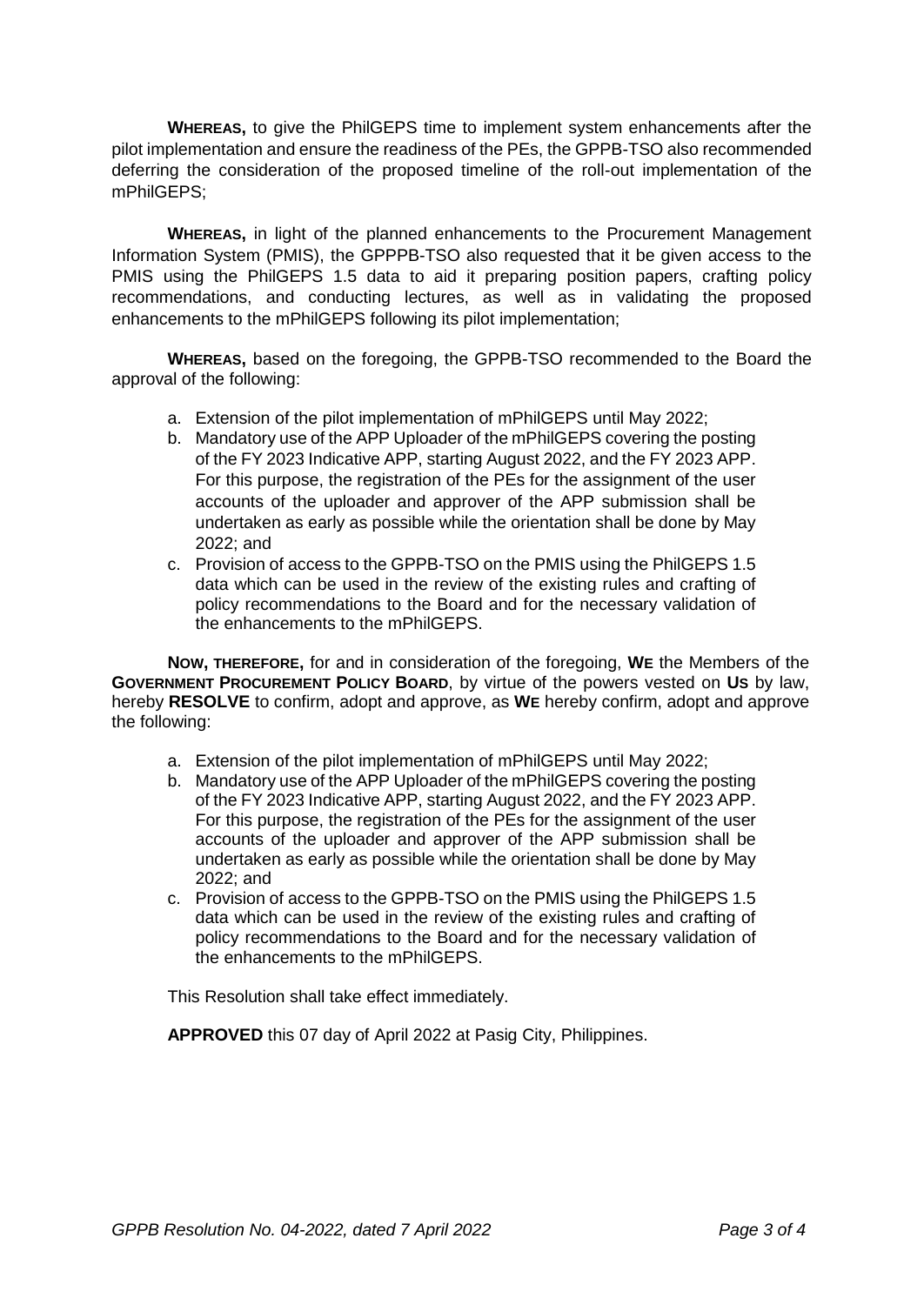**WHEREAS,** to give the PhilGEPS time to implement system enhancements after the pilot implementation and ensure the readiness of the PEs, the GPPB-TSO also recommended deferring the consideration of the proposed timeline of the roll-out implementation of the mPhilGEPS;

**WHEREAS,** in light of the planned enhancements to the Procurement Management Information System (PMIS), the GPPPB-TSO also requested that it be given access to the PMIS using the PhilGEPS 1.5 data to aid it preparing position papers, crafting policy recommendations, and conducting lectures, as well as in validating the proposed enhancements to the mPhilGEPS following its pilot implementation;

**WHEREAS,** based on the foregoing, the GPPB-TSO recommended to the Board the approval of the following:

a. Extension of the pilot implementation of mPhilGEPS until May 2022;
b. Mandatory use of the APP Uploader of the mPhilGEPS covering the posting of the FY 2023 Indicative APP, starting August 2022, and the FY 2023 APP. For this purpose, the registration of the PEs for the assignment of the user accounts of the uploader and approver of the APP submission shall be undertaken as early as possible while the orientation shall be done by May 2022; and
c. Provision of access to the GPPB-TSO on the PMIS using the PhilGEPS 1.5 data which can be used in the review of the existing rules and crafting of policy recommendations to the Board and for the necessary validation of the enhancements to the mPhilGEPS.

**NOW, THEREFORE,** for and in consideration of the foregoing, **WE** the Members of the **GOVERNMENT PROCUREMENT POLICY BOARD**, by virtue of the powers vested on **US** by law, hereby **RESOLVE** to confirm, adopt and approve, as **WE** hereby confirm, adopt and approve the following:

a. Extension of the pilot implementation of mPhilGEPS until May 2022;
b. Mandatory use of the APP Uploader of the mPhilGEPS covering the posting of the FY 2023 Indicative APP, starting August 2022, and the FY 2023 APP. For this purpose, the registration of the PEs for the assignment of the user accounts of the uploader and approver of the APP submission shall be undertaken as early as possible while the orientation shall be done by May 2022; and
c. Provision of access to the GPPB-TSO on the PMIS using the PhilGEPS 1.5 data which can be used in the review of the existing rules and crafting of policy recommendations to the Board and for the necessary validation of the enhancements to the mPhilGEPS.

This Resolution shall take effect immediately.

**APPROVED** this 07 day of April 2022 at Pasig City, Philippines.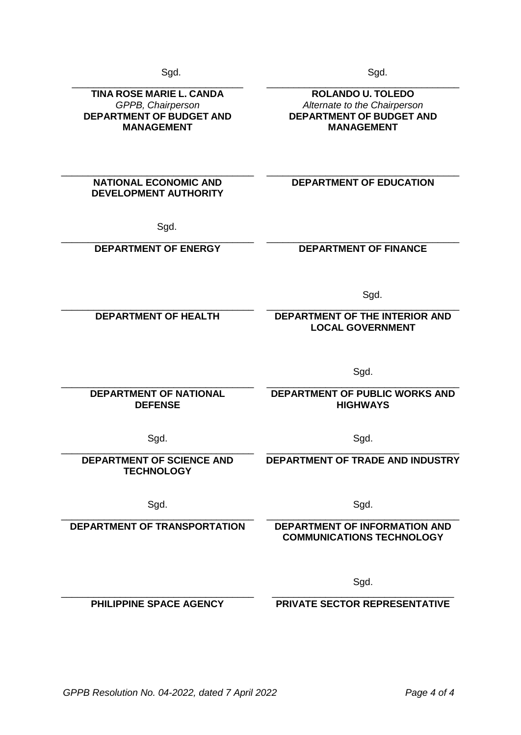Sgd.

**TINA ROSE MARIE L. CANDA**
*GPPB, Chairperson*
**DEPARTMENT OF BUDGET AND MANAGEMENT**

Sgd.

**ROLANDO U. TOLEDO**
*Alternate to the Chairperson*
**DEPARTMENT OF BUDGET AND MANAGEMENT**

**NATIONAL ECONOMIC AND DEVELOPMENT AUTHORITY**

**DEPARTMENT OF EDUCATION**

Sgd.

**DEPARTMENT OF ENERGY**

**DEPARTMENT OF FINANCE**

**DEPARTMENT OF HEALTH**

Sgd.

**DEPARTMENT OF THE INTERIOR AND LOCAL GOVERNMENT**

**DEPARTMENT OF NATIONAL DEFENSE**

Sgd.

**DEPARTMENT OF PUBLIC WORKS AND HIGHWAYS**

Sgd.

**DEPARTMENT OF SCIENCE AND TECHNOLOGY**

Sgd.

**DEPARTMENT OF TRADE AND INDUSTRY**

Sgd.

**DEPARTMENT OF TRANSPORTATION**

Sgd.

**DEPARTMENT OF INFORMATION AND COMMUNICATIONS TECHNOLOGY**

**PHILIPPINE SPACE AGENCY**

Sgd.

**PRIVATE SECTOR REPRESENTATIVE**

*GPPB Resolution No. 04-2022, dated 7 April 2022*